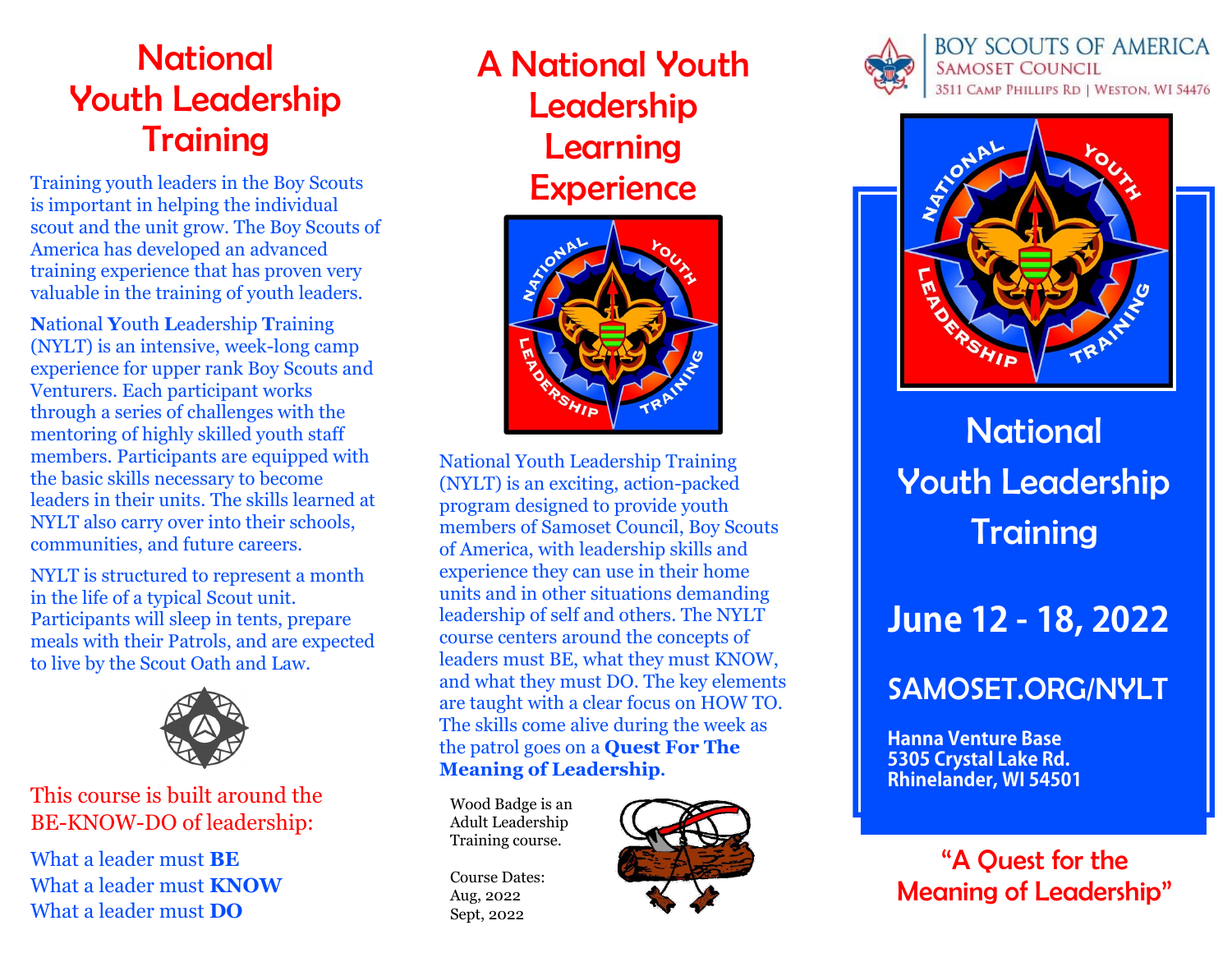# National Youth Leadership Training

Training youth leaders in the Boy Scouts is important in helping the individual scout and the unit grow. The Boy Scouts of America has developed an advanced training experience that has proven very valuable in the training of youth leaders.

**N**ational **Y**outh **L**eadership **T**raining (NYLT) is an intensive, week-long camp experience for upper rank Boy Scouts and Venturers. Each participant works through a series of challenges with the mentoring of highly skilled youth staff members. Participants are equipped with the basic skills necessary to become leaders in their units. The skills learned at NYLT also carry over into their schools, communities, and future careers.

NYLT is structured to represent a month in the life of a typical Scout unit. Participants will sleep in tents, prepare meals with their Patrols, and are expected to live by the Scout Oath and Law.

This course is built around the BE-KNOW-DO of leadership:

What a leader must **BE**
What a leader must **KNOW**
What a leader must **DO**

# A National Youth Leadership Learning Experience

National Youth Leadership Training (NYLT) is an exciting, action-packed program designed to provide youth members of Samoset Council, Boy Scouts of America, with leadership skills and experience they can use in their home units and in other situations demanding leadership of self and others. The NYLT course centers around the concepts of leaders must BE, what they must KNOW, and what they must DO. The key elements are taught with a clear focus on HOW TO. The skills come alive during the week as the patrol goes on a **Quest For The Meaning of Leadership**.

Wood Badge is an Adult Leadership Training course.

Course Dates:
Aug, 2022
Sept, 2022

BOY SCOUTS OF AMERICA
SAMOSET COUNCIL
3511 CAMP PHILLIPS RD | WESTON, WI 54476

# National Youth Leadership Training

## June 12 - 18, 2022

## SAMOSET.ORG/NYLT

**Hanna Venture Base**
**5305 Crystal Lake Rd.**
**Rhinelander, WI 54501**

"A Quest for the Meaning of Leadership"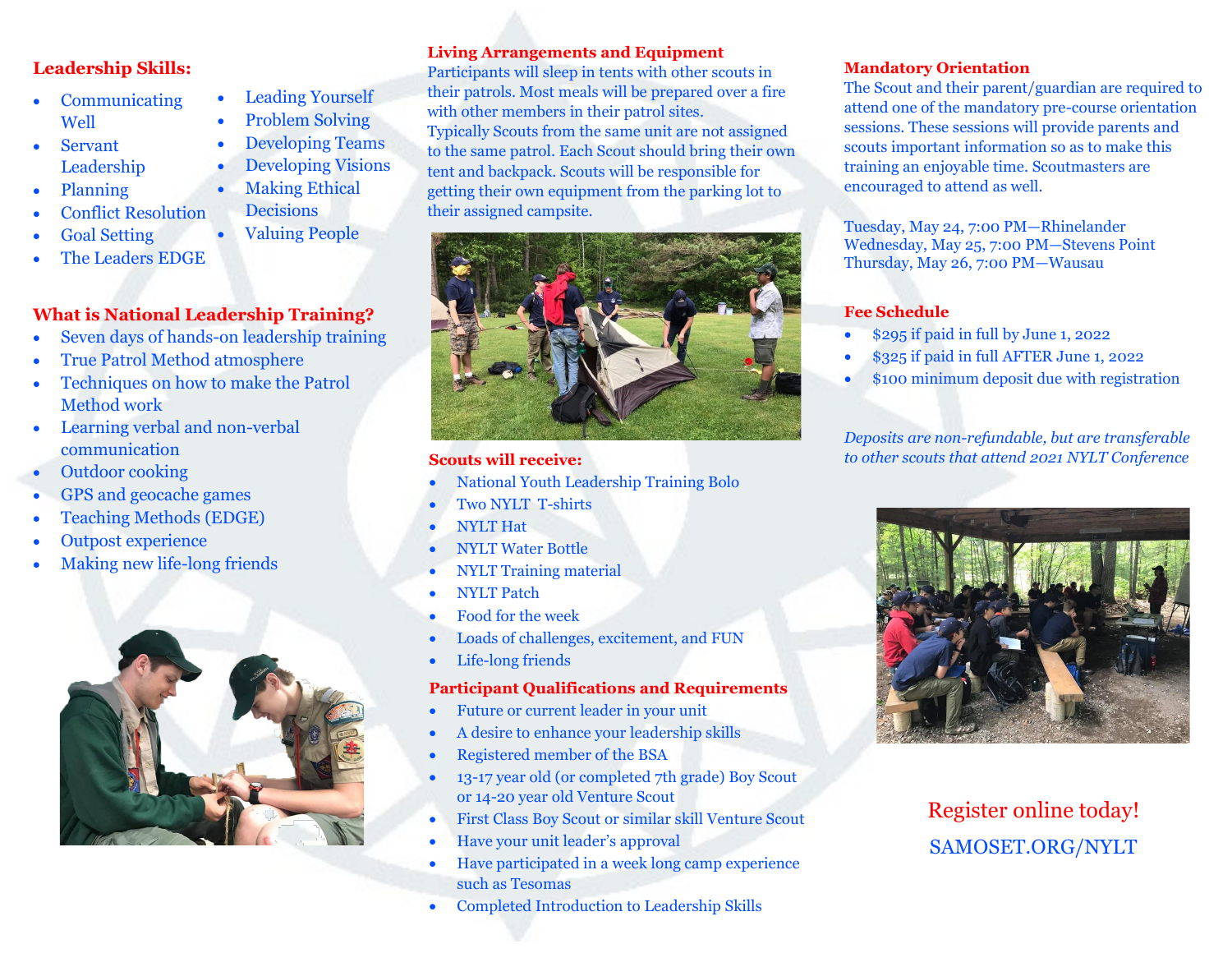## Leadership Skills:

- Communicating Well
- Servant Leadership
- Planning
- Conflict Resolution
- Goal Setting
- The Leaders EDGE
- Leading Yourself
- Problem Solving
- Developing Teams
- Developing Visions
- Making Ethical Decisions
- Valuing People

## What is National Leadership Training?

- Seven days of hands-on leadership training
- True Patrol Method atmosphere
- Techniques on how to make the Patrol Method work
- Learning verbal and non-verbal communication
- Outdoor cooking
- GPS and geocache games
- Teaching Methods (EDGE)
- Outpost experience
- Making new life-long friends

## Living Arrangements and Equipment

Participants will sleep in tents with other scouts in their patrols. Most meals will be prepared over a fire with other members in their patrol sites.
Typically Scouts from the same unit are not assigned to the same patrol. Each Scout should bring their own tent and backpack. Scouts will be responsible for getting their own equipment from the parking lot to their assigned campsite.

## Scouts will receive:

- National Youth Leadership Training Bolo
- Two NYLT T-shirts
- NYLT Hat
- NYLT Water Bottle
- NYLT Training material
- NYLT Patch
- Food for the week
- Loads of challenges, excitement, and FUN
- Life-long friends

## Participant Qualifications and Requirements

- Future or current leader in your unit
- A desire to enhance your leadership skills
- Registered member of the BSA
- 13-17 year old (or completed 7th grade) Boy Scout or 14-20 year old Venture Scout
- First Class Boy Scout or similar skill Venture Scout
- Have your unit leader's approval
- Have participated in a week long camp experience such as Tesomas
- Completed Introduction to Leadership Skills

## Mandatory Orientation

The Scout and their parent/guardian are required to attend one of the mandatory pre-course orientation sessions. These sessions will provide parents and scouts important information so as to make this training an enjoyable time. Scoutmasters are encouraged to attend as well.

Tuesday, May 24, 7:00 PM—Rhinelander
Wednesday, May 25, 7:00 PM—Stevens Point
Thursday, May 26, 7:00 PM—Wausau

## Fee Schedule

- $295 if paid in full by June 1, 2022
- $325 if paid in full AFTER June 1, 2022
- $100 minimum deposit due with registration

*Deposits are non-refundable, but are transferable to other scouts that attend 2021 NYLT Conference*

Register online today!

SAMOSET.ORG/NYLT